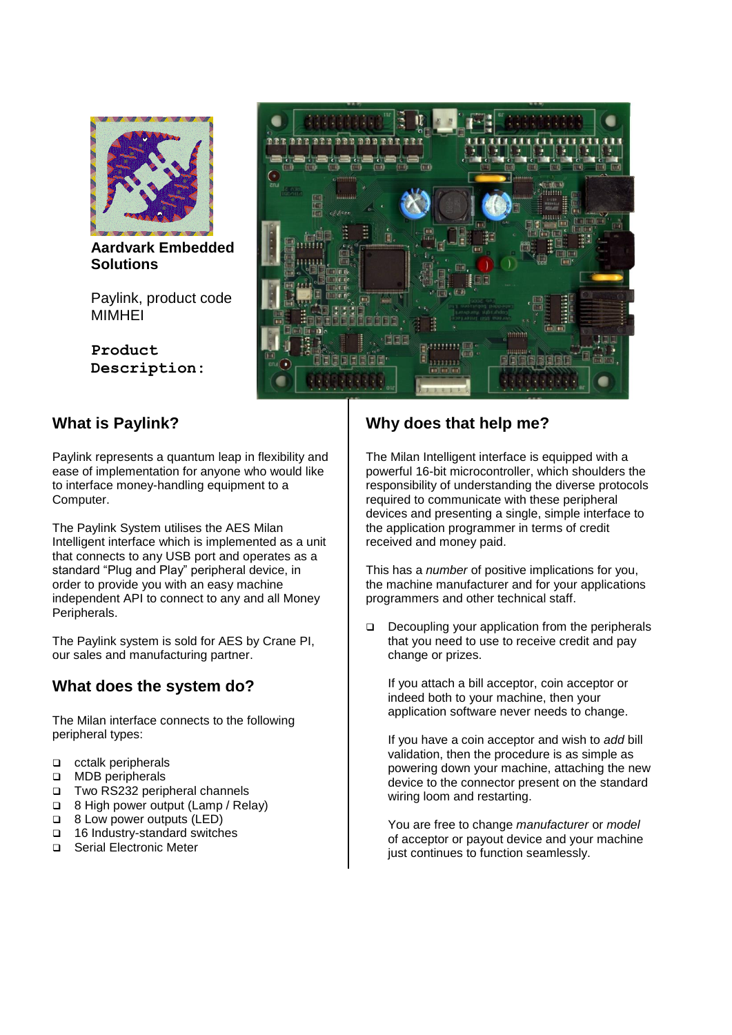**Aardvark Embedded Solutions**

Paylink, product code MIMHEI

**Product Description:**

## What is Paylink?

Paylink represents a quantum leap in flexibility and ease of implementation for anyone who would like to interface money-handling equipment to a Computer.

The Paylink System utilises the AES Milan Intelligent interface which is implemented as a unit that connects to any USB port and operates as a standard "Plug and Play" peripheral device, in order to provide you with an easy machine independent API to connect to any and all Money Peripherals.

The Paylink system is sold for AES by Crane PI, our sales and manufacturing partner.

## What does the system do?

The Milan interface connects to the following peripheral types:

- cctalk peripherals
- MDB peripherals
- Two RS232 peripheral channels
- 8 High power output (Lamp / Relay)
- 8 Low power outputs (LED)
- 16 Industry-standard switches
- Serial Electronic Meter

## Why does that help me?

The Milan Intelligent interface is equipped with a powerful 16-bit microcontroller, which shoulders the responsibility of understanding the diverse protocols required to communicate with these peripheral devices and presenting a single, simple interface to the application programmer in terms of credit received and money paid.

This has a *number* of positive implications for you, the machine manufacturer and for your applications programmers and other technical staff.

- Decoupling your application from the peripherals that you need to use to receive credit and pay change or prizes.

  If you attach a bill acceptor, coin acceptor or indeed both to your machine, then your application software never needs to change.

  If you have a coin acceptor and wish to *add* bill validation, then the procedure is as simple as powering down your machine, attaching the new device to the connector present on the standard wiring loom and restarting.

  You are free to change *manufacturer* or *model* of acceptor or payout device and your machine just continues to function seamlessly.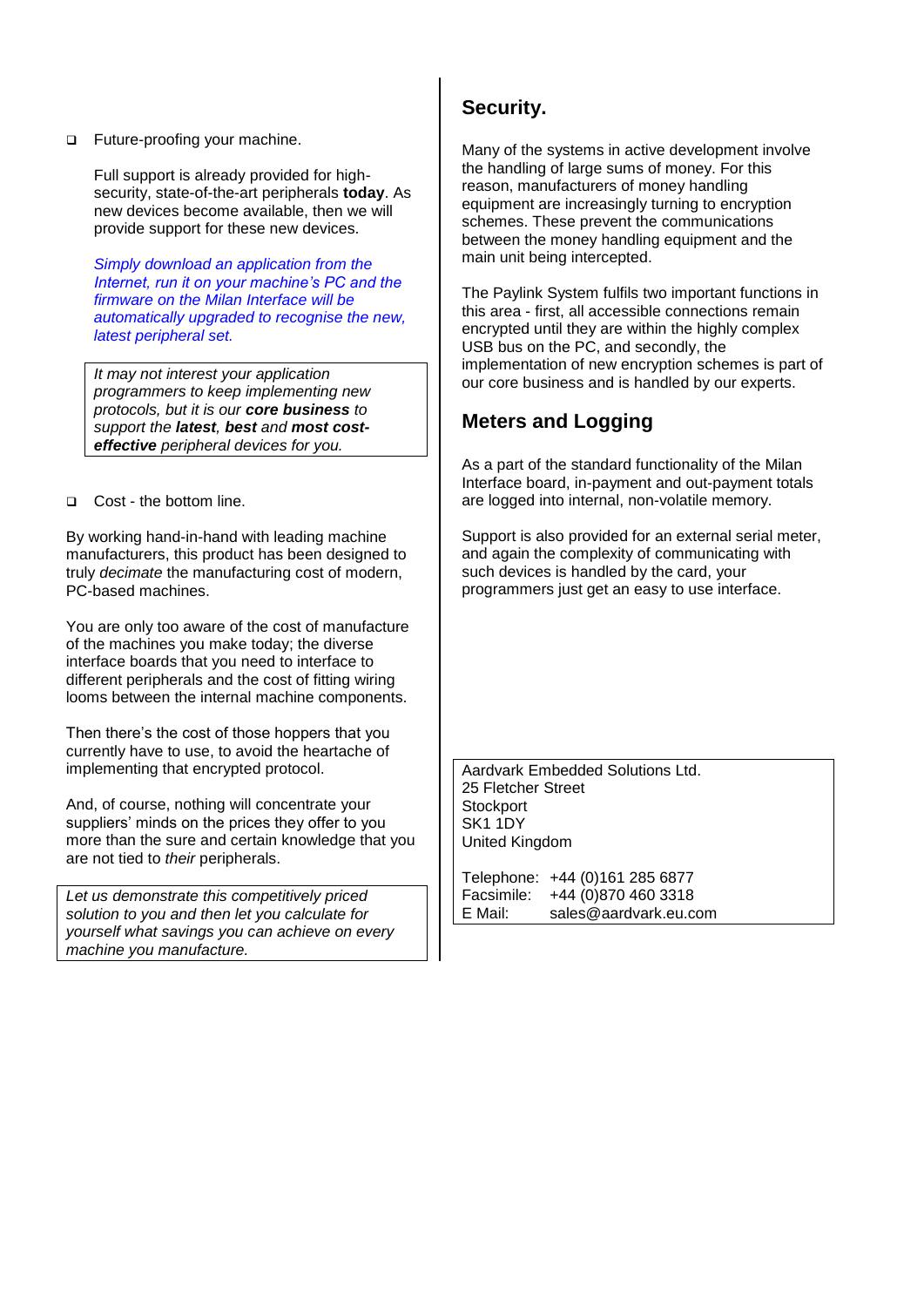- Future-proofing your machine.

  Full support is already provided for high-security, state-of-the-art peripherals **today**. As new devices become available, then we will provide support for these new devices.

  *Simply download an application from the Internet, run it on your machine's PC and the firmware on the Milan Interface will be automatically upgraded to recognise the new, latest peripheral set.*

  *It may not interest your application programmers to keep implementing new protocols, but it is our* ***core business*** *to support the* ***latest***, ***best*** *and* ***most cost-effective*** *peripheral devices for you.*

- Cost - the bottom line.

By working hand-in-hand with leading machine manufacturers, this product has been designed to truly *decimate* the manufacturing cost of modern, PC-based machines.

You are only too aware of the cost of manufacture of the machines you make today; the diverse interface boards that you need to interface to different peripherals and the cost of fitting wiring looms between the internal machine components.

Then there's the cost of those hoppers that you currently have to use, to avoid the heartache of implementing that encrypted protocol.

And, of course, nothing will concentrate your suppliers' minds on the prices they offer to you more than the sure and certain knowledge that you are not tied to *their* peripherals.

*Let us demonstrate this competitively priced solution to you and then let you calculate for yourself what savings you can achieve on every machine you manufacture.*

## Security.

Many of the systems in active development involve the handling of large sums of money. For this reason, manufacturers of money handling equipment are increasingly turning to encryption schemes. These prevent the communications between the money handling equipment and the main unit being intercepted.

The Paylink System fulfils two important functions in this area - first, all accessible connections remain encrypted until they are within the highly complex USB bus on the PC, and secondly, the implementation of new encryption schemes is part of our core business and is handled by our experts.

## Meters and Logging

As a part of the standard functionality of the Milan Interface board, in-payment and out-payment totals are logged into internal, non-volatile memory.

Support is also provided for an external serial meter, and again the complexity of communicating with such devices is handled by the card, your programmers just get an easy to use interface.

Aardvark Embedded Solutions Ltd.
25 Fletcher Street
Stockport
SK1 1DY
United Kingdom

Telephone: +44 (0)161 285 6877
Facsimile: +44 (0)870 460 3318
E Mail: sales@aardvark.eu.com